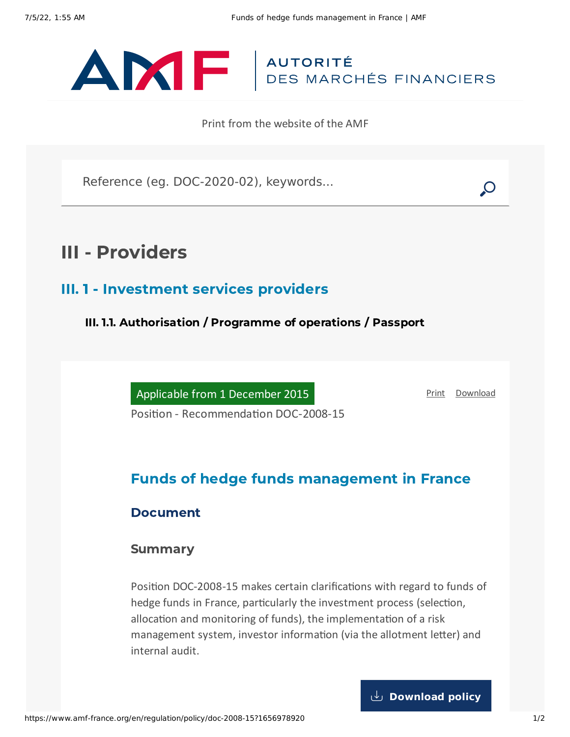AUTORITÉ DES MARCHÉS FINANCIERS

Print from the website of the AMF

Reference (eg. DOC-2020-02), keywords...

# III - Providers

## III. 1 - Investment services providers

### III. 1.1. Authorisation / Programme of operations / Passport

Applicable from 1 December 2015

Print Download

Position - Recommendation DOC-2008-15

## Funds of hedge funds management in France

### Document

#### Summary

Position DOC-2008-15 makes certain clarifications with regard to funds of hedge funds in France, particularly the investment process (selection, allocation and monitoring of funds), the implementation of a risk management system, investor information (via the allotment letter) and internal audit.

Download policy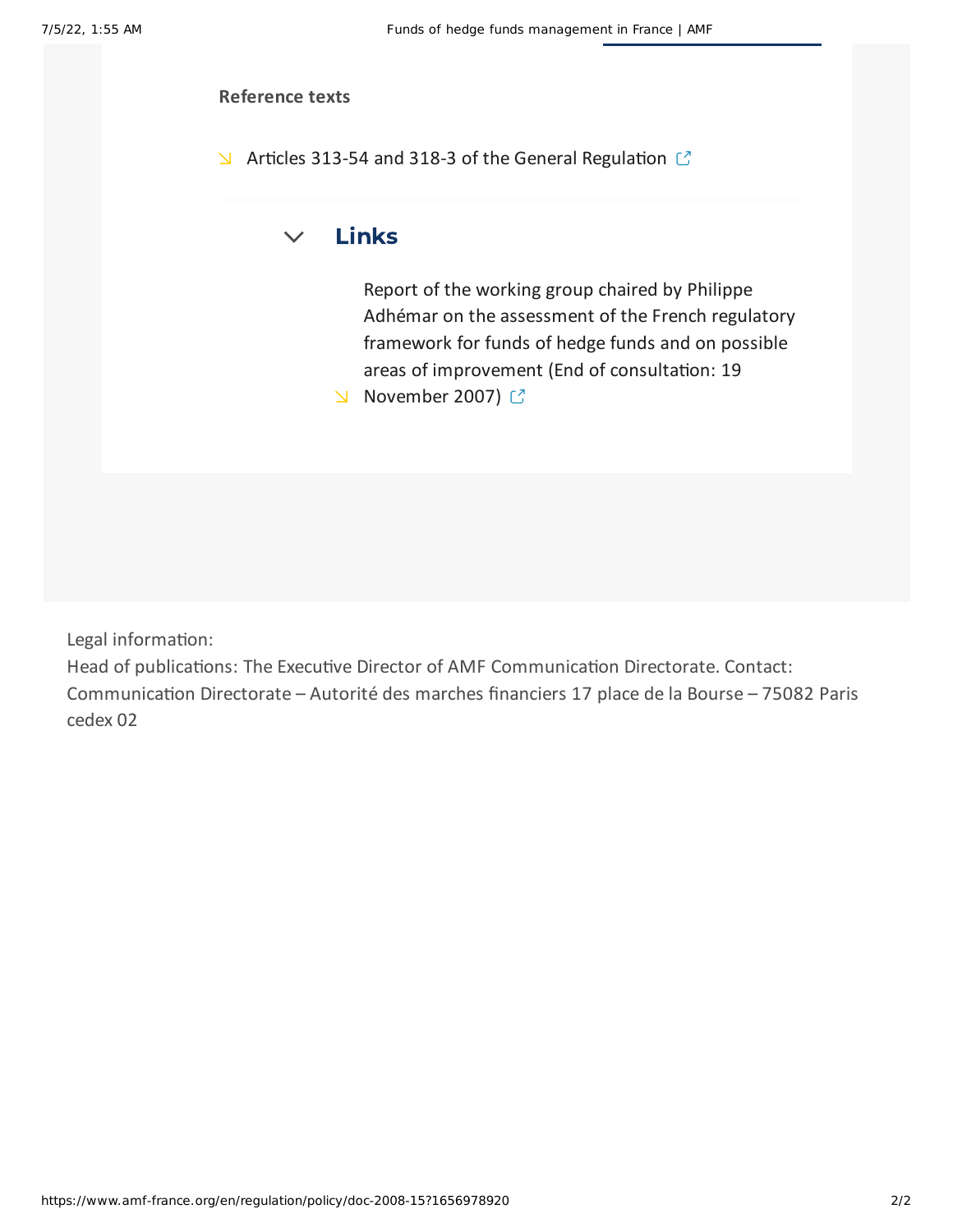**Reference texts**

- Articles 313-54 and 318-3 of the General Regulation

## Links

- Report of the working group chaired by Philippe Adhémar on the assessment of the French regulatory framework for funds of hedge funds and on possible areas of improvement (End of consultation: 19 November 2007)

Legal information:
Head of publications: The Executive Director of AMF Communication Directorate. Contact: Communication Directorate – Autorité des marches financiers 17 place de la Bourse – 75082 Paris cedex 02